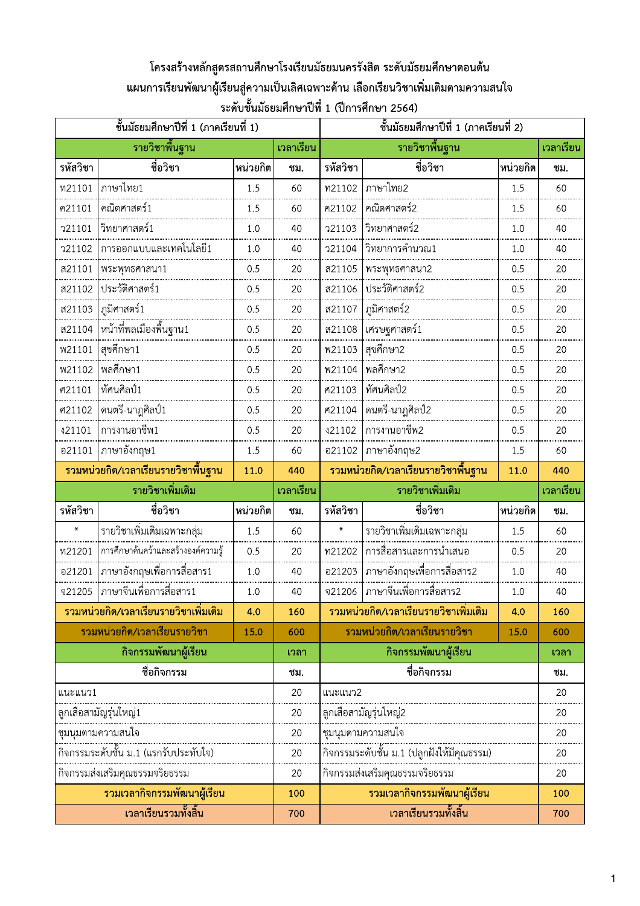**โครงสร้างหลักสูตรสถานศึกษาโรงเรียนมัธยมนครรังสิต ระดับมัธยมศึกษาตอนต้น**

**แผนการเรียนพัฒนาผู้เรียนสู่ความเป็นเลิศเฉพาะด้าน เลือกเรียนวิชาเพิ่มเติมตามความสนใจ**

**ระดับชั้นมัธยมศึกษาปีที่ 1 (ปีการศึกษา 2564)**

| ชั้นมัธยมศึกษาปีที่ 1 (ภาคเรียนที่ 1) | | | | ชั้นมัธยมศึกษาปีที่ 1 (ภาคเรียนที่ 2) | | | |
|---|---|---|---|---|---|---|---|
| **รายวิชาพื้นฐาน** | | | **เวลาเรียน** | **รายวิชาพื้นฐาน** | | | **เวลาเรียน** |
| **รหัสวิชา** | **ชื่อวิชา** | **หน่วยกิต** | **ชม.** | **รหัสวิชา** | **ชื่อวิชา** | **หน่วยกิต** | **ชม.** |
| ท21101 | ภาษาไทย1 | 1.5 | 60 | ท21102 | ภาษาไทย2 | 1.5 | 60 |
| ค21101 | คณิตศาสตร์1 | 1.5 | 60 | ค21102 | คณิตศาสตร์2 | 1.5 | 60 |
| ว21101 | วิทยาศาสตร์1 | 1.0 | 40 | ว21103 | วิทยาศาสตร์2 | 1.0 | 40 |
| ว21102 | การออกแบบและเทคโนโลยี1 | 1.0 | 40 | ว21104 | วิทยาการคำนวณ1 | 1.0 | 40 |
| ส21101 | พระพุทธศาสนา1 | 0.5 | 20 | ส21105 | พระพุทธศาสนา2 | 0.5 | 20 |
| ส21102 | ประวัติศาสตร์1 | 0.5 | 20 | ส21106 | ประวัติศาสตร์2 | 0.5 | 20 |
| ส21103 | ภูมิศาสตร์1 | 0.5 | 20 | ส21107 | ภูมิศาสตร์2 | 0.5 | 20 |
| ส21104 | หน้าที่พลเมืองพื้นฐาน1 | 0.5 | 20 | ส21108 | เศรษฐศาสตร์1 | 0.5 | 20 |
| พ21101 | สุขศึกษา1 | 0.5 | 20 | พ21103 | สุขศึกษา2 | 0.5 | 20 |
| พ21102 | พลศึกษา1 | 0.5 | 20 | พ21104 | พลศึกษา2 | 0.5 | 20 |
| ศ21101 | ทัศนศิลป์1 | 0.5 | 20 | ศ21103 | ทัศนศิลป์2 | 0.5 | 20 |
| ศ21102 | ดนตรี-นาฏศิลป์1 | 0.5 | 20 | ศ21104 | ดนตรี-นาฏศิลป์2 | 0.5 | 20 |
| ง21101 | การงานอาชีพ1 | 0.5 | 20 | ง21102 | การงานอาชีพ2 | 0.5 | 20 |
| อ21101 | ภาษาอังกฤษ1 | 1.5 | 60 | อ21102 | ภาษาอังกฤษ2 | 1.5 | 60 |
| **รวมหน่วยกิต/เวลาเรียนรายวิชาพื้นฐาน** | | **11.0** | **440** | **รวมหน่วยกิต/เวลาเรียนรายวิชาพื้นฐาน** | | **11.0** | **440** |
| **รายวิชาเพิ่มเติม** | | | **เวลาเรียน** | **รายวิชาเพิ่มเติม** | | | **เวลาเรียน** |
| **รหัสวิชา** | **ชื่อวิชา** | **หน่วยกิต** | **ชม.** | **รหัสวิชา** | **ชื่อวิชา** | **หน่วยกิต** | **ชม.** |
| * | รายวิชาเพิ่มเติมเฉพาะกลุ่ม | 1.5 | 60 | * | รายวิชาเพิ่มเติมเฉพาะกลุ่ม | 1.5 | 60 |
| ท21201 | การศึกษาค้นคว้าและสร้างองค์ความรู้ | 0.5 | 20 | ท21202 | การสื่อสารและการนำเสนอ | 0.5 | 20 |
| อ21201 | ภาษาอังกฤษเพื่อการสื่อสาร1 | 1.0 | 40 | อ21203 | ภาษาอังกฤษเพื่อการสื่อสาร2 | 1.0 | 40 |
| จ21205 | ภาษาจีนเพื่อการสื่อสาร1 | 1.0 | 40 | จ21206 | ภาษาจีนเพื่อการสื่อสาร2 | 1.0 | 40 |
| **รวมหน่วยกิต/เวลาเรียนรายวิชาเพิ่มเติม** | | **4.0** | **160** | **รวมหน่วยกิต/เวลาเรียนรายวิชาเพิ่มเติม** | | **4.0** | **160** |
| **รวมหน่วยกิต/เวลาเรียนรายวิชา** | | **15.0** | **600** | **รวมหน่วยกิต/เวลาเรียนรายวิชา** | | **15.0** | **600** |
| **กิจกรรมพัฒนาผู้เรียน** | | | **เวลา** | **กิจกรรมพัฒนาผู้เรียน** | | | **เวลา** |
| **ชื่อกิจกรรม** | | | **ชม.** | **ชื่อกิจกรรม** | | | **ชม.** |
| แนะแนว1 | | | 20 | แนะแนว2 | | | 20 |
| ลูกเสือสามัญรุ่นใหญ่1 | | | 20 | ลูกเสือสามัญรุ่นใหญ่2 | | | 20 |
| ชุมนุมตามความสนใจ | | | 20 | ชุมนุมตามความสนใจ | | | 20 |
| กิจกรรมระดับชั้น ม.1 (แรกรับประทับใจ) | | | 20 | กิจกรรมระดับชั้น ม.1 (ปลูกฝังให้มีคุณธรรม) | | | 20 |
| กิจกรรมส่งเสริมคุณธรรมจริยธรรม | | | 20 | กิจกรรมส่งเสริมคุณธรรมจริยธรรม | | | 20 |
| **รวมเวลากิจกรรมพัฒนาผู้เรียน** | | | **100** | **รวมเวลากิจกรรมพัฒนาผู้เรียน** | | | **100** |
| **เวลาเรียนรวมทั้งสิ้น** | | | **700** | **เวลาเรียนรวมทั้งสิ้น** | | | **700** |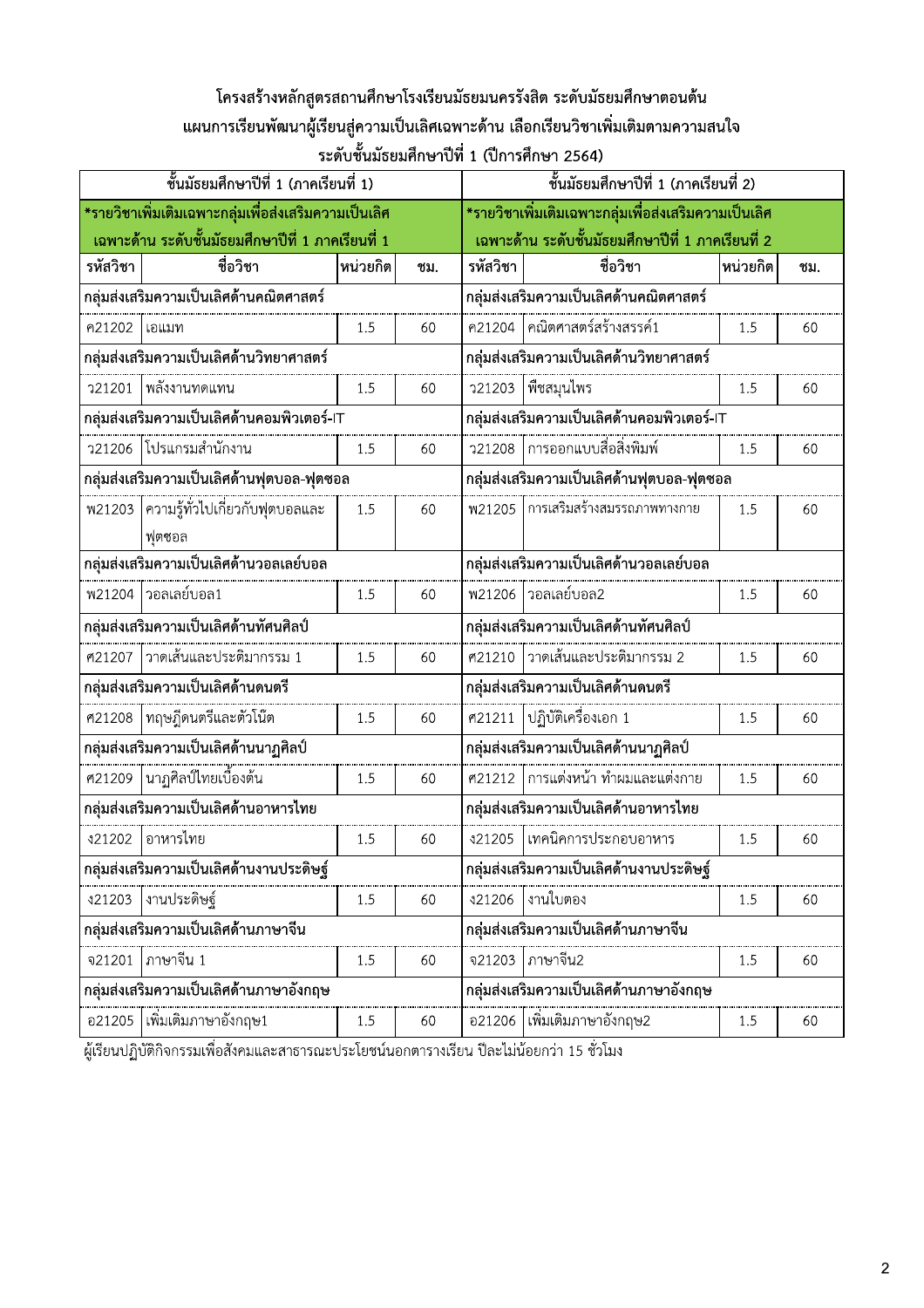## โครงสร้างหลักสูตรสถานศึกษาโรงเรียนมัธยมนครรังสิต ระดับมัธยมศึกษาตอนต้น
## แผนการเรียนพัฒนาผู้เรียนสู่ความเป็นเลิศเฉพาะด้าน เลือกเรียนวิชาเพิ่มเติมตามความสนใจ
## ระดับชั้นมัธยมศึกษาปีที่ 1 (ปีการศึกษา 2564)

| ชั้นมัธยมศึกษาปีที่ 1 (ภาคเรียนที่ 1) | | | | ชั้นมัธยมศึกษาปีที่ 1 (ภาคเรียนที่ 2) | | | |
|---|---|---|---|---|---|---|---|
| *รายวิชาเพิ่มเติมเฉพาะกลุ่มเพื่อส่งเสริมความเป็นเลิศเฉพาะด้าน ระดับชั้นมัธยมศึกษาปีที่ 1 ภาคเรียนที่ 1 | | | | *รายวิชาเพิ่มเติมเฉพาะกลุ่มเพื่อส่งเสริมความเป็นเลิศเฉพาะด้าน ระดับชั้นมัธยมศึกษาปีที่ 1 ภาคเรียนที่ 2 | | | |
| รหัสวิชา | ชื่อวิชา | หน่วยกิต | ชม. | รหัสวิชา | ชื่อวิชา | หน่วยกิต | ชม. |
| กลุ่มส่งเสริมความเป็นเลิศด้านคณิตศาสตร์ | | | | กลุ่มส่งเสริมความเป็นเลิศด้านคณิตศาสตร์ | | | |
| ค21202 | เอแมท | 1.5 | 60 | ค21204 | คณิตศาสตร์สร้างสรรค์1 | 1.5 | 60 |
| กลุ่มส่งเสริมความเป็นเลิศด้านวิทยาศาสตร์ | | | | กลุ่มส่งเสริมความเป็นเลิศด้านวิทยาศาสตร์ | | | |
| ว21201 | พลังงานทดแทน | 1.5 | 60 | ว21203 | พืชสมุนไพร | 1.5 | 60 |
| กลุ่มส่งเสริมความเป็นเลิศด้านคอมพิวเตอร์-IT | | | | กลุ่มส่งเสริมความเป็นเลิศด้านคอมพิวเตอร์-IT | | | |
| ว21206 | โปรแกรมสำนักงาน | 1.5 | 60 | ว21208 | การออกแบบสื่อสิ่งพิมพ์ | 1.5 | 60 |
| กลุ่มส่งเสริมความเป็นเลิศด้านฟุตบอล-ฟุตซอล | | | | กลุ่มส่งเสริมความเป็นเลิศด้านฟุตบอล-ฟุตซอล | | | |
| พ21203 | ความรู้ทั่วไปเกี่ยวกับฟุตบอลและฟุตซอล | 1.5 | 60 | พ21205 | การเสริมสร้างสมรรถภาพทางกาย | 1.5 | 60 |
| กลุ่มส่งเสริมความเป็นเลิศด้านวอลเลย์บอล | | | | กลุ่มส่งเสริมความเป็นเลิศด้านวอลเลย์บอล | | | |
| พ21204 | วอลเลย์บอล1 | 1.5 | 60 | พ21206 | วอลเลย์บอล2 | 1.5 | 60 |
| กลุ่มส่งเสริมความเป็นเลิศด้านทัศนศิลป์ | | | | กลุ่มส่งเสริมความเป็นเลิศด้านทัศนศิลป์ | | | |
| ศ21207 | วาดเส้นและประติมากรรม 1 | 1.5 | 60 | ศ21210 | วาดเส้นและประติมากรรม 2 | 1.5 | 60 |
| กลุ่มส่งเสริมความเป็นเลิศด้านดนตรี | | | | กลุ่มส่งเสริมความเป็นเลิศด้านดนตรี | | | |
| ศ21208 | ทฤษฎีดนตรีและตัวโน้ต | 1.5 | 60 | ศ21211 | ปฏิบัติเครื่องเอก 1 | 1.5 | 60 |
| กลุ่มส่งเสริมความเป็นเลิศด้านนาฏศิลป์ | | | | กลุ่มส่งเสริมความเป็นเลิศด้านนาฏศิลป์ | | | |
| ศ21209 | นาฏศิลป์ไทยเบื้องต้น | 1.5 | 60 | ศ21212 | การแต่งหน้า ทำผมและแต่งกาย | 1.5 | 60 |
| กลุ่มส่งเสริมความเป็นเลิศด้านอาหารไทย | | | | กลุ่มส่งเสริมความเป็นเลิศด้านอาหารไทย | | | |
| ง21202 | อาหารไทย | 1.5 | 60 | ง21205 | เทคนิคการประกอบอาหาร | 1.5 | 60 |
| กลุ่มส่งเสริมความเป็นเลิศด้านงานประดิษฐ์ | | | | กลุ่มส่งเสริมความเป็นเลิศด้านงานประดิษฐ์ | | | |
| ง21203 | งานประดิษฐ์ | 1.5 | 60 | ง21206 | งานใบตอง | 1.5 | 60 |
| กลุ่มส่งเสริมความเป็นเลิศด้านภาษาจีน | | | | กลุ่มส่งเสริมความเป็นเลิศด้านภาษาจีน | | | |
| จ21201 | ภาษาจีน 1 | 1.5 | 60 | จ21203 | ภาษาจีน2 | 1.5 | 60 |
| กลุ่มส่งเสริมความเป็นเลิศด้านภาษาอังกฤษ | | | | กลุ่มส่งเสริมความเป็นเลิศด้านภาษาอังกฤษ | | | |
| อ21205 | เพิ่มเติมภาษาอังกฤษ1 | 1.5 | 60 | อ21206 | เพิ่มเติมภาษาอังกฤษ2 | 1.5 | 60 |

ผู้เรียนปฏิบัติกิจกรรมเพื่อสังคมและสาธารณะประโยชน์นอกตารางเรียน ปีละไม่น้อยกว่า 15 ชั่วโมง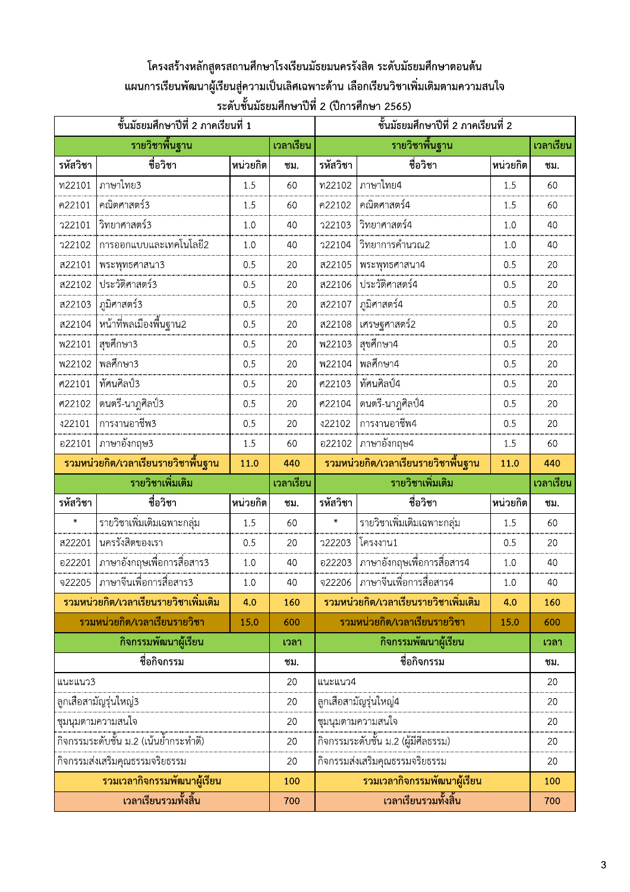**โครงสร้างหลักสูตรสถานศึกษาโรงเรียนมัธยมนครรังสิต ระดับมัธยมศึกษาตอนต้น**

**แผนการเรียนพัฒนาผู้เรียนสู่ความเป็นเลิศเฉพาะด้าน เลือกเรียนวิชาเพิ่มเติมตามความสนใจ**

**ระดับชั้นมัธยมศึกษาปีที่ 2 (ปีการศึกษา 2565)**

| ชั้นมัธยมศึกษาปีที่ 2 ภาคเรียนที่ 1 | | | | ชั้นมัธยมศึกษาปีที่ 2 ภาคเรียนที่ 2 | | | |
|---|---|---|---|---|---|---|---|
| **รายวิชาพื้นฐาน** | | | **เวลาเรียน** | **รายวิชาพื้นฐาน** | | | **เวลาเรียน** |
| **รหัสวิชา** | **ชื่อวิชา** | **หน่วยกิต** | **ชม.** | **รหัสวิชา** | **ชื่อวิชา** | **หน่วยกิต** | **ชม.** |
| ท22101 | ภาษาไทย3 | 1.5 | 60 | ท22102 | ภาษาไทย4 | 1.5 | 60 |
| ค22101 | คณิตศาสตร์3 | 1.5 | 60 | ค22102 | คณิตศาสตร์4 | 1.5 | 60 |
| ว22101 | วิทยาศาสตร์3 | 1.0 | 40 | ว22103 | วิทยาศาสตร์4 | 1.0 | 40 |
| ว22102 | การออกแบบและเทคโนโลยี2 | 1.0 | 40 | ว22104 | วิทยาการคำนวณ2 | 1.0 | 40 |
| ส22101 | พระพุทธศาสนา3 | 0.5 | 20 | ส22105 | พระพุทธศาสนา4 | 0.5 | 20 |
| ส22102 | ประวัติศาสตร์3 | 0.5 | 20 | ส22106 | ประวัติศาสตร์4 | 0.5 | 20 |
| ส22103 | ภูมิศาสตร์3 | 0.5 | 20 | ส22107 | ภูมิศาสตร์4 | 0.5 | 20 |
| ส22104 | หน้าที่พลเมืองพื้นฐาน2 | 0.5 | 20 | ส22108 | เศรษฐศาสตร์2 | 0.5 | 20 |
| พ22101 | สุขศึกษา3 | 0.5 | 20 | พ22103 | สุขศึกษา4 | 0.5 | 20 |
| พ22102 | พลศึกษา3 | 0.5 | 20 | พ22104 | พลศึกษา4 | 0.5 | 20 |
| ศ22101 | ทัศนศิลป์3 | 0.5 | 20 | ศ22103 | ทัศนศิลป์4 | 0.5 | 20 |
| ศ22102 | ดนตรี-นาฏศิลป์3 | 0.5 | 20 | ศ22104 | ดนตรี-นาฏศิลป์4 | 0.5 | 20 |
| ง22101 | การงานอาชีพ3 | 0.5 | 20 | ง22102 | การงานอาชีพ4 | 0.5 | 20 |
| อ22101 | ภาษาอังกฤษ3 | 1.5 | 60 | อ22102 | ภาษาอังกฤษ4 | 1.5 | 60 |
| **รวมหน่วยกิต/เวลาเรียนรายวิชาพื้นฐาน** | | **11.0** | **440** | **รวมหน่วยกิต/เวลาเรียนรายวิชาพื้นฐาน** | | **11.0** | **440** |
| **รายวิชาเพิ่มเติม** | | | **เวลาเรียน** | **รายวิชาเพิ่มเติม** | | | **เวลาเรียน** |
| **รหัสวิชา** | **ชื่อวิชา** | **หน่วยกิต** | **ชม.** | **รหัสวิชา** | **ชื่อวิชา** | **หน่วยกิต** | **ชม.** |
| * | รายวิชาเพิ่มเติมเฉพาะกลุ่ม | 1.5 | 60 | * | รายวิชาเพิ่มเติมเฉพาะกลุ่ม | 1.5 | 60 |
| ส22201 | นครรังสิตของเรา | 0.5 | 20 | ว22203 | โครงงาน1 | 0.5 | 20 |
| อ22201 | ภาษาอังกฤษเพื่อการสื่อสาร3 | 1.0 | 40 | อ22203 | ภาษาอังกฤษเพื่อการสื่อสาร4 | 1.0 | 40 |
| จ22205 | ภาษาจีนเพื่อการสื่อสาร3 | 1.0 | 40 | จ22206 | ภาษาจีนเพื่อการสื่อสาร4 | 1.0 | 40 |
| **รวมหน่วยกิต/เวลาเรียนรายวิชาเพิ่มเติม** | | **4.0** | **160** | **รวมหน่วยกิต/เวลาเรียนรายวิชาเพิ่มเติม** | | **4.0** | **160** |
| **รวมหน่วยกิต/เวลาเรียนรายวิชา** | | **15.0** | **600** | **รวมหน่วยกิต/เวลาเรียนรายวิชา** | | **15.0** | **600** |
| **กิจกรรมพัฒนาผู้เรียน** | | | **เวลา** | **กิจกรรมพัฒนาผู้เรียน** | | | **เวลา** |
| **ชื่อกิจกรรม** | | | **ชม.** | **ชื่อกิจกรรม** | | | **ชม.** |
| แนะแนว3 | | | 20 | แนะแนว4 | | | 20 |
| ลูกเสือสามัญรุ่นใหญ่3 | | | 20 | ลูกเสือสามัญรุ่นใหญ่4 | | | 20 |
| ชุมนุมตามความสนใจ | | | 20 | ชุมนุมตามความสนใจ | | | 20 |
| กิจกรรมระดับชั้น ม.2 (เน้นย้ำกระทำดี) | | | 20 | กิจกรรมระดับชั้น ม.2 (ผู้มีศีลธรรม) | | | 20 |
| กิจกรรมส่งเสริมคุณธรรมจริยธรรม | | | 20 | กิจกรรมส่งเสริมคุณธรรมจริยธรรม | | | 20 |
| **รวมเวลากิจกรรมพัฒนาผู้เรียน** | | | **100** | **รวมเวลากิจกรรมพัฒนาผู้เรียน** | | | **100** |
| **เวลาเรียนรวมทั้งสิ้น** | | | **700** | **เวลาเรียนรวมทั้งสิ้น** | | | **700** |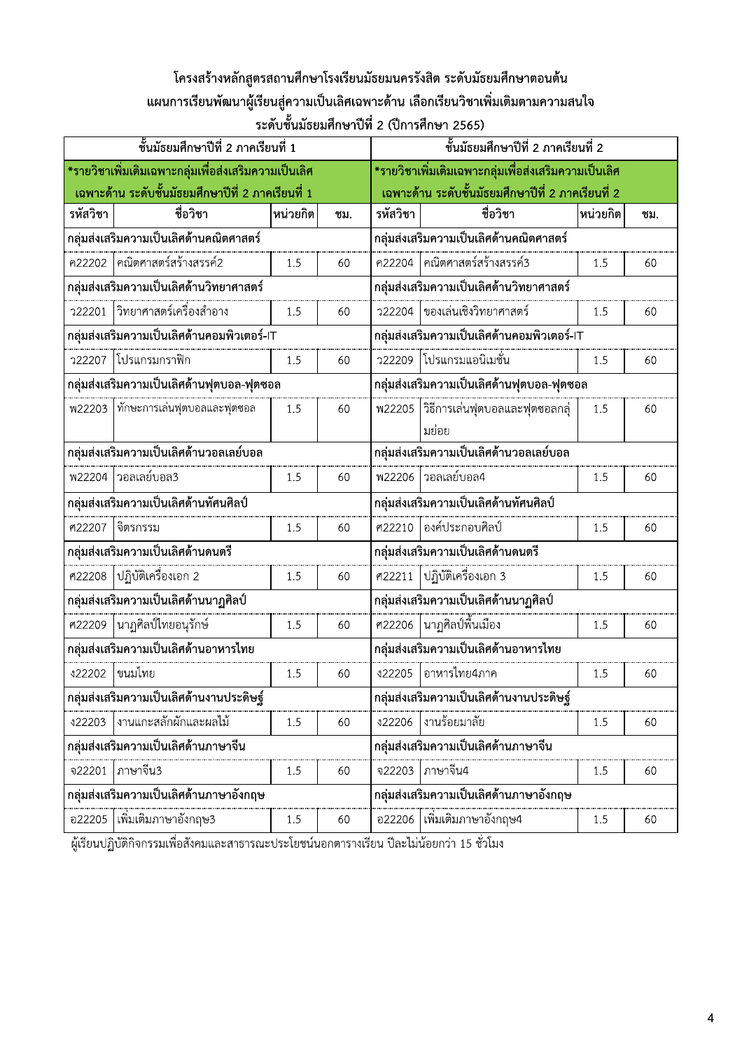**โครงสร้างหลักสูตรสถานศึกษาโรงเรียนมัธยมนครรังสิต ระดับมัธยมศึกษาตอนต้น**

**แผนการเรียนพัฒนาผู้เรียนสู่ความเป็นเลิศเฉพาะด้าน เลือกเรียนวิชาเพิ่มเติมตามความสนใจ**

**ระดับชั้นมัธยมศึกษาปีที่ 2 (ปีการศึกษา 2565)**

| ชั้นมัธยมศึกษาปีที่ 2 ภาคเรียนที่ 1 | | | | ชั้นมัธยมศึกษาปีที่ 2 ภาคเรียนที่ 2 | | | |
|---|---|---|---|---|---|---|---|
| *รายวิชาเพิ่มเติมเฉพาะกลุ่มเพื่อส่งเสริมความเป็นเลิศเฉพาะด้าน ระดับชั้นมัธยมศึกษาปีที่ 2 ภาคเรียนที่ 1 | | | | *รายวิชาเพิ่มเติมเฉพาะกลุ่มเพื่อส่งเสริมความเป็นเลิศเฉพาะด้าน ระดับชั้นมัธยมศึกษาปีที่ 2 ภาคเรียนที่ 2 | | | |
| รหัสวิชา | ชื่อวิชา | หน่วยกิต | ชม. | รหัสวิชา | ชื่อวิชา | หน่วยกิต | ชม. |
| กลุ่มส่งเสริมความเป็นเลิศด้านคณิตศาสตร์ | | | | กลุ่มส่งเสริมความเป็นเลิศด้านคณิตศาสตร์ | | | |
| ค22202 | คณิตศาสตร์สร้างสรรค์2 | 1.5 | 60 | ค22204 | คณิตศาสตร์สร้างสรรค์3 | 1.5 | 60 |
| กลุ่มส่งเสริมความเป็นเลิศด้านวิทยาศาสตร์ | | | | กลุ่มส่งเสริมความเป็นเลิศด้านวิทยาศาสตร์ | | | |
| ว22201 | วิทยาศาสตร์เครื่องสำอาง | 1.5 | 60 | ว22204 | ของเล่นเชิงวิทยาศาสตร์ | 1.5 | 60 |
| กลุ่มส่งเสริมความเป็นเลิศด้านคอมพิวเตอร์-IT | | | | กลุ่มส่งเสริมความเป็นเลิศด้านคอมพิวเตอร์-IT | | | |
| ว22207 | โปรแกรมกราฟิก | 1.5 | 60 | ว22209 | โปรแกรมแอนิเมชั่น | 1.5 | 60 |
| กลุ่มส่งเสริมความเป็นเลิศด้านฟุตบอล-ฟุตซอล | | | | กลุ่มส่งเสริมความเป็นเลิศด้านฟุตบอล-ฟุตซอล | | | |
| พ22203 | ทักษะการเล่นฟุตบอลและฟุตซอล | 1.5 | 60 | พ22205 | วิธีการเล่นฟุตบอลและฟุตซอลกลุ่มย่อย | 1.5 | 60 |
| กลุ่มส่งเสริมความเป็นเลิศด้านวอลเลย์บอล | | | | กลุ่มส่งเสริมความเป็นเลิศด้านวอลเลย์บอล | | | |
| พ22204 | วอลเลย์บอล3 | 1.5 | 60 | พ22206 | วอลเลย์บอล4 | 1.5 | 60 |
| กลุ่มส่งเสริมความเป็นเลิศด้านทัศนศิลป์ | | | | กลุ่มส่งเสริมความเป็นเลิศด้านทัศนศิลป์ | | | |
| ศ22207 | จิตรกรรม | 1.5 | 60 | ศ22210 | องค์ประกอบศิลป์ | 1.5 | 60 |
| กลุ่มส่งเสริมความเป็นเลิศด้านดนตรี | | | | กลุ่มส่งเสริมความเป็นเลิศด้านดนตรี | | | |
| ศ22208 | ปฏิบัติเครื่องเอก 2 | 1.5 | 60 | ศ22211 | ปฏิบัติเครื่องเอก 3 | 1.5 | 60 |
| กลุ่มส่งเสริมความเป็นเลิศด้านนาฏศิลป์ | | | | กลุ่มส่งเสริมความเป็นเลิศด้านนาฏศิลป์ | | | |
| ศ22209 | นาฏศิลป์ไทยอนุรักษ์ | 1.5 | 60 | ศ22206 | นาฏศิลป์พื้นเมือง | 1.5 | 60 |
| กลุ่มส่งเสริมความเป็นเลิศด้านอาหารไทย | | | | กลุ่มส่งเสริมความเป็นเลิศด้านอาหารไทย | | | |
| ง22202 | ขนมไทย | 1.5 | 60 | ง22205 | อาหารไทย4ภาค | 1.5 | 60 |
| กลุ่มส่งเสริมความเป็นเลิศด้านงานประดิษฐ์ | | | | กลุ่มส่งเสริมความเป็นเลิศด้านงานประดิษฐ์ | | | |
| ง22203 | งานแกะสลักผักและผลไม้ | 1.5 | 60 | ง22206 | งานร้อยมาลัย | 1.5 | 60 |
| กลุ่มส่งเสริมความเป็นเลิศด้านภาษาจีน | | | | กลุ่มส่งเสริมความเป็นเลิศด้านภาษาจีน | | | |
| จ22201 | ภาษาจีน3 | 1.5 | 60 | จ22203 | ภาษาจีน4 | 1.5 | 60 |
| กลุ่มส่งเสริมความเป็นเลิศด้านภาษาอังกฤษ | | | | กลุ่มส่งเสริมความเป็นเลิศด้านภาษาอังกฤษ | | | |
| อ22205 | เพิ่มเติมภาษาอังกฤษ3 | 1.5 | 60 | อ22206 | เพิ่มเติมภาษาอังกฤษ4 | 1.5 | 60 |

ผู้เรียนปฏิบัติกิจกรรมเพื่อสังคมและสาธารณะประโยชน์นอกตารางเรียน ปีละไม่น้อยกว่า 15 ชั่วโมง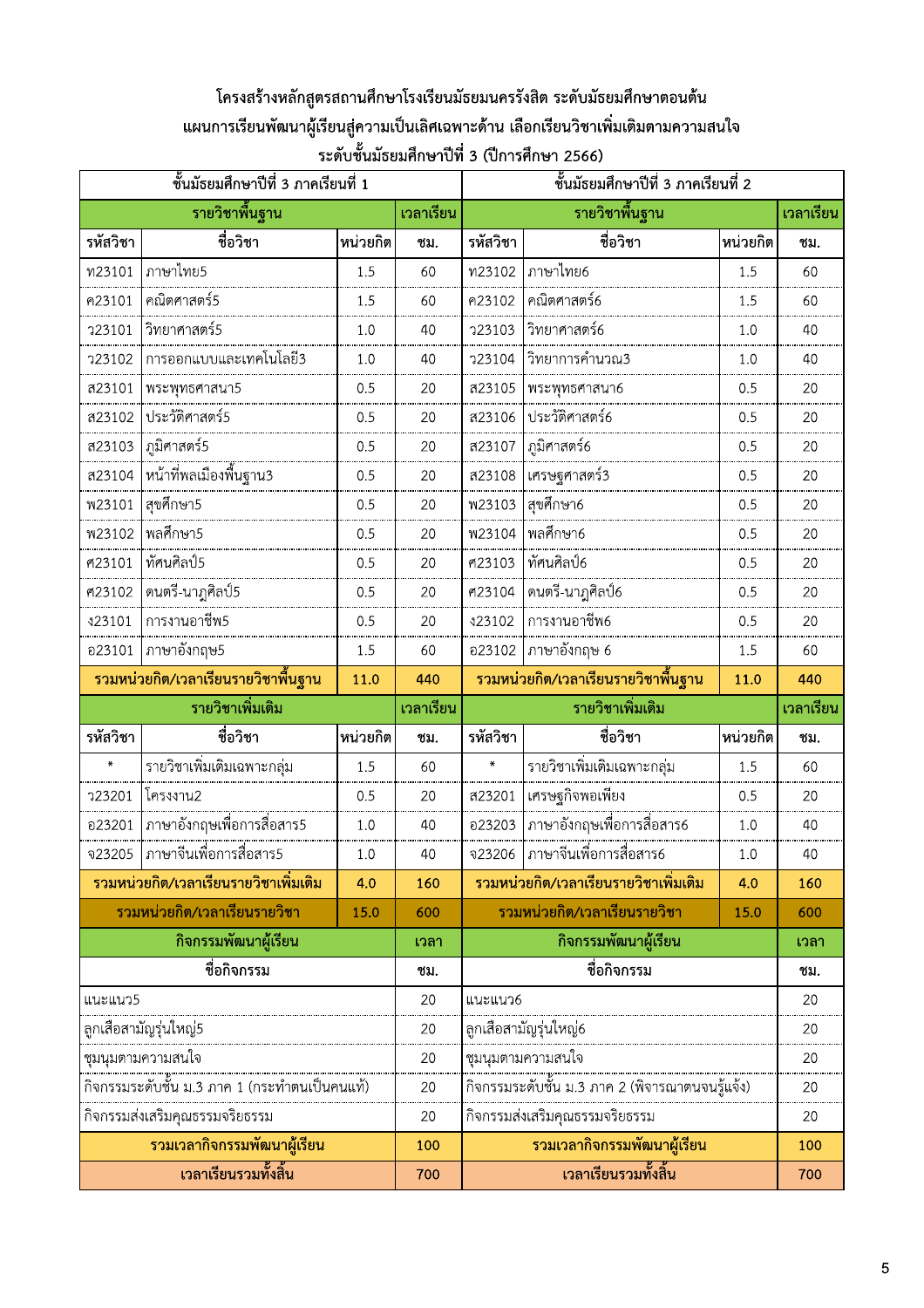**โครงสร้างหลักสูตรสถานศึกษาโรงเรียนมัธยมนครรังสิต ระดับมัธยมศึกษาตอนต้น**

**แผนการเรียนพัฒนาผู้เรียนสู่ความเป็นเลิศเฉพาะด้าน เลือกเรียนวิชาเพิ่มเติมตามความสนใจ**

**ระดับชั้นมัธยมศึกษาปีที่ 3 (ปีการศึกษา 2566)**

| ชั้นมัธยมศึกษาปีที่ 3 ภาคเรียนที่ 1 | | | | ชั้นมัธยมศึกษาปีที่ 3 ภาคเรียนที่ 2 | | | |
|---|---|---|---|---|---|---|---|
| **รายวิชาพื้นฐาน** | | | **เวลาเรียน** | **รายวิชาพื้นฐาน** | | | **เวลาเรียน** |
| **รหัสวิชา** | **ชื่อวิชา** | **หน่วยกิต** | **ชม.** | **รหัสวิชา** | **ชื่อวิชา** | **หน่วยกิต** | **ชม.** |
| ท23101 | ภาษาไทย5 | 1.5 | 60 | ท23102 | ภาษาไทย6 | 1.5 | 60 |
| ค23101 | คณิตศาสตร์5 | 1.5 | 60 | ค23102 | คณิตศาสตร์6 | 1.5 | 60 |
| ว23101 | วิทยาศาสตร์5 | 1.0 | 40 | ว23103 | วิทยาศาสตร์6 | 1.0 | 40 |
| ว23102 | การออกแบบและเทคโนโลยี3 | 1.0 | 40 | ว23104 | วิทยาการคำนวณ3 | 1.0 | 40 |
| ส23101 | พระพุทธศาสนา5 | 0.5 | 20 | ส23105 | พระพุทธศาสนา6 | 0.5 | 20 |
| ส23102 | ประวัติศาสตร์5 | 0.5 | 20 | ส23106 | ประวัติศาสตร์6 | 0.5 | 20 |
| ส23103 | ภูมิศาสตร์5 | 0.5 | 20 | ส23107 | ภูมิศาสตร์6 | 0.5 | 20 |
| ส23104 | หน้าที่พลเมืองพื้นฐาน3 | 0.5 | 20 | ส23108 | เศรษฐศาสตร์3 | 0.5 | 20 |
| พ23101 | สุขศึกษา5 | 0.5 | 20 | พ23103 | สุขศึกษา6 | 0.5 | 20 |
| พ23102 | พลศึกษา5 | 0.5 | 20 | พ23104 | พลศึกษา6 | 0.5 | 20 |
| ศ23101 | ทัศนศิลป์5 | 0.5 | 20 | ศ23103 | ทัศนศิลป์6 | 0.5 | 20 |
| ศ23102 | ดนตรี-นาฏศิลป์5 | 0.5 | 20 | ศ23104 | ดนตรี-นาฏศิลป์6 | 0.5 | 20 |
| ง23101 | การงานอาชีพ5 | 0.5 | 20 | ง23102 | การงานอาชีพ6 | 0.5 | 20 |
| อ23101 | ภาษาอังกฤษ5 | 1.5 | 60 | อ23102 | ภาษาอังกฤษ 6 | 1.5 | 60 |
| **รวมหน่วยกิต/เวลาเรียนรายวิชาพื้นฐาน** | | **11.0** | **440** | **รวมหน่วยกิต/เวลาเรียนรายวิชาพื้นฐาน** | | **11.0** | **440** |
| **รายวิชาเพิ่มเติม** | | | **เวลาเรียน** | **รายวิชาเพิ่มเติม** | | | **เวลาเรียน** |
| **รหัสวิชา** | **ชื่อวิชา** | **หน่วยกิต** | **ชม.** | **รหัสวิชา** | **ชื่อวิชา** | **หน่วยกิต** | **ชม.** |
| * | รายวิชาเพิ่มเติมเฉพาะกลุ่ม | 1.5 | 60 | * | รายวิชาเพิ่มเติมเฉพาะกลุ่ม | 1.5 | 60 |
| ว23201 | โครงงาน2 | 0.5 | 20 | ส23201 | เศรษฐกิจพอเพียง | 0.5 | 20 |
| อ23201 | ภาษาอังกฤษเพื่อการสื่อสาร5 | 1.0 | 40 | อ23203 | ภาษาอังกฤษเพื่อการสื่อสาร6 | 1.0 | 40 |
| จ23205 | ภาษาจีนเพื่อการสื่อสาร5 | 1.0 | 40 | จ23206 | ภาษาจีนเพื่อการสื่อสาร6 | 1.0 | 40 |
| **รวมหน่วยกิต/เวลาเรียนรายวิชาเพิ่มเติม** | | **4.0** | **160** | **รวมหน่วยกิต/เวลาเรียนรายวิชาเพิ่มเติม** | | **4.0** | **160** |
| **รวมหน่วยกิต/เวลาเรียนรายวิชา** | | **15.0** | **600** | **รวมหน่วยกิต/เวลาเรียนรายวิชา** | | **15.0** | **600** |
| **กิจกรรมพัฒนาผู้เรียน** | | | **เวลา** | **กิจกรรมพัฒนาผู้เรียน** | | | **เวลา** |
| **ชื่อกิจกรรม** | | | **ชม.** | **ชื่อกิจกรรม** | | | **ชม.** |
| แนะแนว5 | | | 20 | แนะแนว6 | | | 20 |
| ลูกเสือสามัญรุ่นใหญ่5 | | | 20 | ลูกเสือสามัญรุ่นใหญ่6 | | | 20 |
| ชุมนุมตามความสนใจ | | | 20 | ชุมนุมตามความสนใจ | | | 20 |
| กิจกรรมระดับชั้น ม.3 ภาค 1 (กระทำตนเป็นคนแท้) | | | 20 | กิจกรรมระดับชั้น ม.3 ภาค 2 (พิจารณาตนจนรู้แจ้ง) | | | 20 |
| กิจกรรมส่งเสริมคุณธรรมจริยธรรม | | | 20 | กิจกรรมส่งเสริมคุณธรรมจริยธรรม | | | 20 |
| **รวมเวลากิจกรรมพัฒนาผู้เรียน** | | | **100** | **รวมเวลากิจกรรมพัฒนาผู้เรียน** | | | **100** |
| **เวลาเรียนรวมทั้งสิ้น** | | | **700** | **เวลาเรียนรวมทั้งสิ้น** | | | **700** |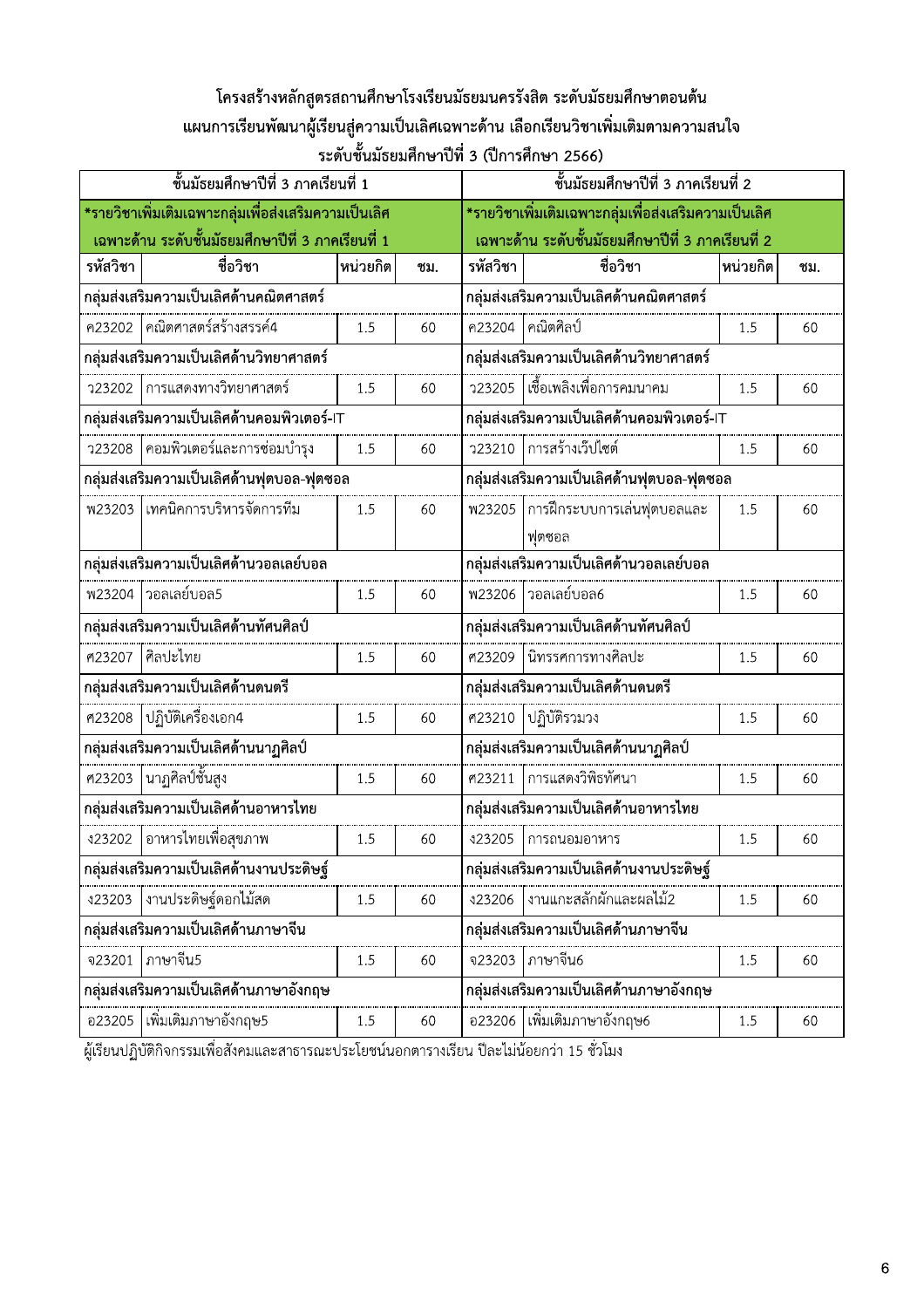**โครงสร้างหลักสูตรสถานศึกษาโรงเรียนมัธยมนครรังสิต ระดับมัธยมศึกษาตอนต้น**
**แผนการเรียนพัฒนาผู้เรียนสู่ความเป็นเลิศเฉพาะด้าน เลือกเรียนวิชาเพิ่มเติมตามความสนใจ**
**ระดับชั้นมัธยมศึกษาปีที่ 3 (ปีการศึกษา 2566)**

| ชั้นมัธยมศึกษาปีที่ 3 ภาคเรียนที่ 1 | | | | ชั้นมัธยมศึกษาปีที่ 3 ภาคเรียนที่ 2 | | | |
|---|---|---|---|---|---|---|---|
| *รายวิชาเพิ่มเติมเฉพาะกลุ่มเพื่อส่งเสริมความเป็นเลิศเฉพาะด้าน ระดับชั้นมัธยมศึกษาปีที่ 3 ภาคเรียนที่ 1 | | | | *รายวิชาเพิ่มเติมเฉพาะกลุ่มเพื่อส่งเสริมความเป็นเลิศเฉพาะด้าน ระดับชั้นมัธยมศึกษาปีที่ 3 ภาคเรียนที่ 2 | | | |
| รหัสวิชา | ชื่อวิชา | หน่วยกิต | ชม. | รหัสวิชา | ชื่อวิชา | หน่วยกิต | ชม. |
| กลุ่มส่งเสริมความเป็นเลิศด้านคณิตศาสตร์ | | | | กลุ่มส่งเสริมความเป็นเลิศด้านคณิตศาสตร์ | | | |
| ค23202 | คณิตศาสตร์สร้างสรรค์4 | 1.5 | 60 | ค23204 | คณิตศิลป์ | 1.5 | 60 |
| กลุ่มส่งเสริมความเป็นเลิศด้านวิทยาศาสตร์ | | | | กลุ่มส่งเสริมความเป็นเลิศด้านวิทยาศาสตร์ | | | |
| ว23202 | การแสดงทางวิทยาศาสตร์ | 1.5 | 60 | ว23205 | เชื้อเพลิงเพื่อการคมนาคม | 1.5 | 60 |
| กลุ่มส่งเสริมความเป็นเลิศด้านคอมพิวเตอร์-IT | | | | กลุ่มส่งเสริมความเป็นเลิศด้านคอมพิวเตอร์-IT | | | |
| ว23208 | คอมพิวเตอร์และการซ่อมบำรุง | 1.5 | 60 | ว23210 | การสร้างเว็บไซต์ | 1.5 | 60 |
| กลุ่มส่งเสริมความเป็นเลิศด้านฟุตบอล-ฟุตซอล | | | | กลุ่มส่งเสริมความเป็นเลิศด้านฟุตบอล-ฟุตซอล | | | |
| พ23203 | เทคนิคการบริหารจัดการทีม | 1.5 | 60 | พ23205 | การฝึกระบบการเล่นฟุตบอลและฟุตซอล | 1.5 | 60 |
| กลุ่มส่งเสริมความเป็นเลิศด้านวอลเลย์บอล | | | | กลุ่มส่งเสริมความเป็นเลิศด้านวอลเลย์บอล | | | |
| พ23204 | วอลเลย์บอล5 | 1.5 | 60 | พ23206 | วอลเลย์บอล6 | 1.5 | 60 |
| กลุ่มส่งเสริมความเป็นเลิศด้านทัศนศิลป์ | | | | กลุ่มส่งเสริมความเป็นเลิศด้านทัศนศิลป์ | | | |
| ศ23207 | ศิลปะไทย | 1.5 | 60 | ศ23209 | นิทรรศการทางศิลปะ | 1.5 | 60 |
| กลุ่มส่งเสริมความเป็นเลิศด้านดนตรี | | | | กลุ่มส่งเสริมความเป็นเลิศด้านดนตรี | | | |
| ศ23208 | ปฏิบัติเครื่องเอก4 | 1.5 | 60 | ศ23210 | ปฏิบัติรวมวง | 1.5 | 60 |
| กลุ่มส่งเสริมความเป็นเลิศด้านนาฏศิลป์ | | | | กลุ่มส่งเสริมความเป็นเลิศด้านนาฏศิลป์ | | | |
| ศ23203 | นาฏศิลป์ชั้นสูง | 1.5 | 60 | ศ23211 | การแสดงวิพิธทัศนา | 1.5 | 60 |
| กลุ่มส่งเสริมความเป็นเลิศด้านอาหารไทย | | | | กลุ่มส่งเสริมความเป็นเลิศด้านอาหารไทย | | | |
| ง23202 | อาหารไทยเพื่อสุขภาพ | 1.5 | 60 | ง23205 | การถนอมอาหาร | 1.5 | 60 |
| กลุ่มส่งเสริมความเป็นเลิศด้านงานประดิษฐ์ | | | | กลุ่มส่งเสริมความเป็นเลิศด้านงานประดิษฐ์ | | | |
| ง23203 | งานประดิษฐ์ดอกไม้สด | 1.5 | 60 | ง23206 | งานแกะสลักผักและผลไม้2 | 1.5 | 60 |
| กลุ่มส่งเสริมความเป็นเลิศด้านภาษาจีน | | | | กลุ่มส่งเสริมความเป็นเลิศด้านภาษาจีน | | | |
| จ23201 | ภาษาจีน5 | 1.5 | 60 | จ23203 | ภาษาจีน6 | 1.5 | 60 |
| กลุ่มส่งเสริมความเป็นเลิศด้านภาษาอังกฤษ | | | | กลุ่มส่งเสริมความเป็นเลิศด้านภาษาอังกฤษ | | | |
| อ23205 | เพิ่มเติมภาษาอังกฤษ5 | 1.5 | 60 | อ23206 | เพิ่มเติมภาษาอังกฤษ6 | 1.5 | 60 |

ผู้เรียนปฏิบัติกิจกรรมเพื่อสังคมและสาธารณะประโยชน์นอกตารางเรียน ปีละไม่น้อยกว่า 15 ชั่วโมง